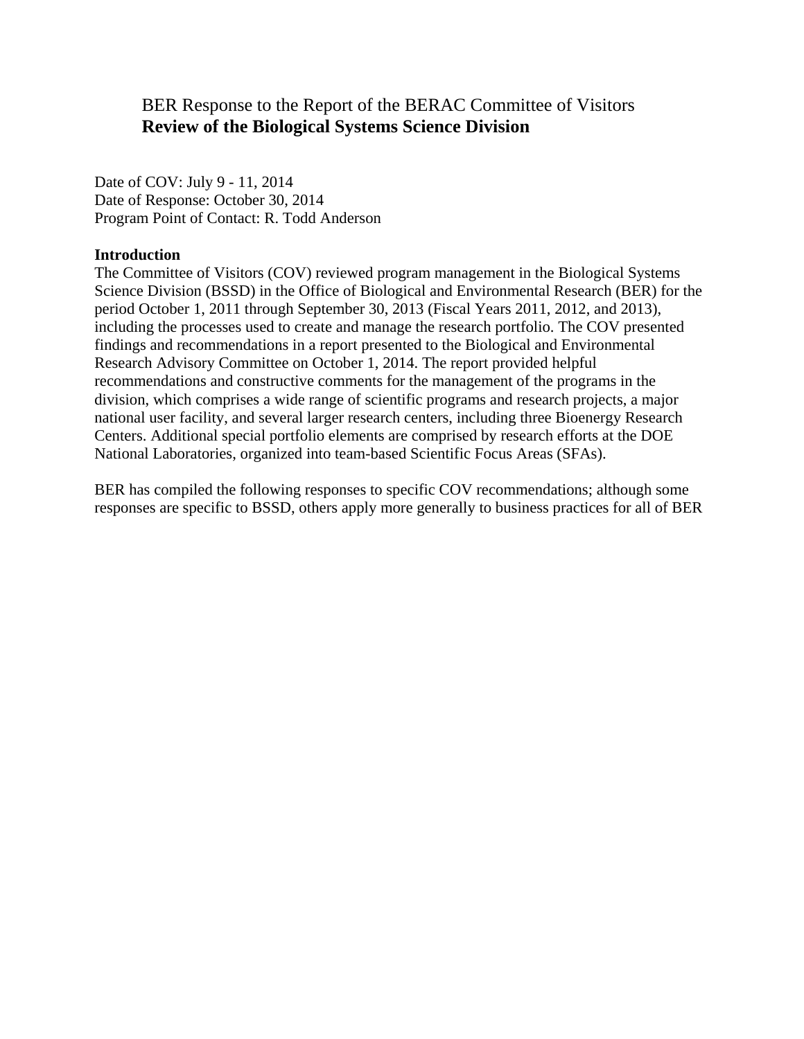# BER Response to the Report of the BERAC Committee of Visitors
## **Review of the Biological Systems Science Division**

Date of COV: July 9 - 11, 2014
Date of Response: October 30, 2014
Program Point of Contact: R. Todd Anderson

**Introduction**

The Committee of Visitors (COV) reviewed program management in the Biological Systems Science Division (BSSD) in the Office of Biological and Environmental Research (BER) for the period October 1, 2011 through September 30, 2013 (Fiscal Years 2011, 2012, and 2013), including the processes used to create and manage the research portfolio. The COV presented findings and recommendations in a report presented to the Biological and Environmental Research Advisory Committee on October 1, 2014. The report provided helpful recommendations and constructive comments for the management of the programs in the division, which comprises a wide range of scientific programs and research projects, a major national user facility, and several larger research centers, including three Bioenergy Research Centers. Additional special portfolio elements are comprised by research efforts at the DOE National Laboratories, organized into team-based Scientific Focus Areas (SFAs).

BER has compiled the following responses to specific COV recommendations; although some responses are specific to BSSD, others apply more generally to business practices for all of BER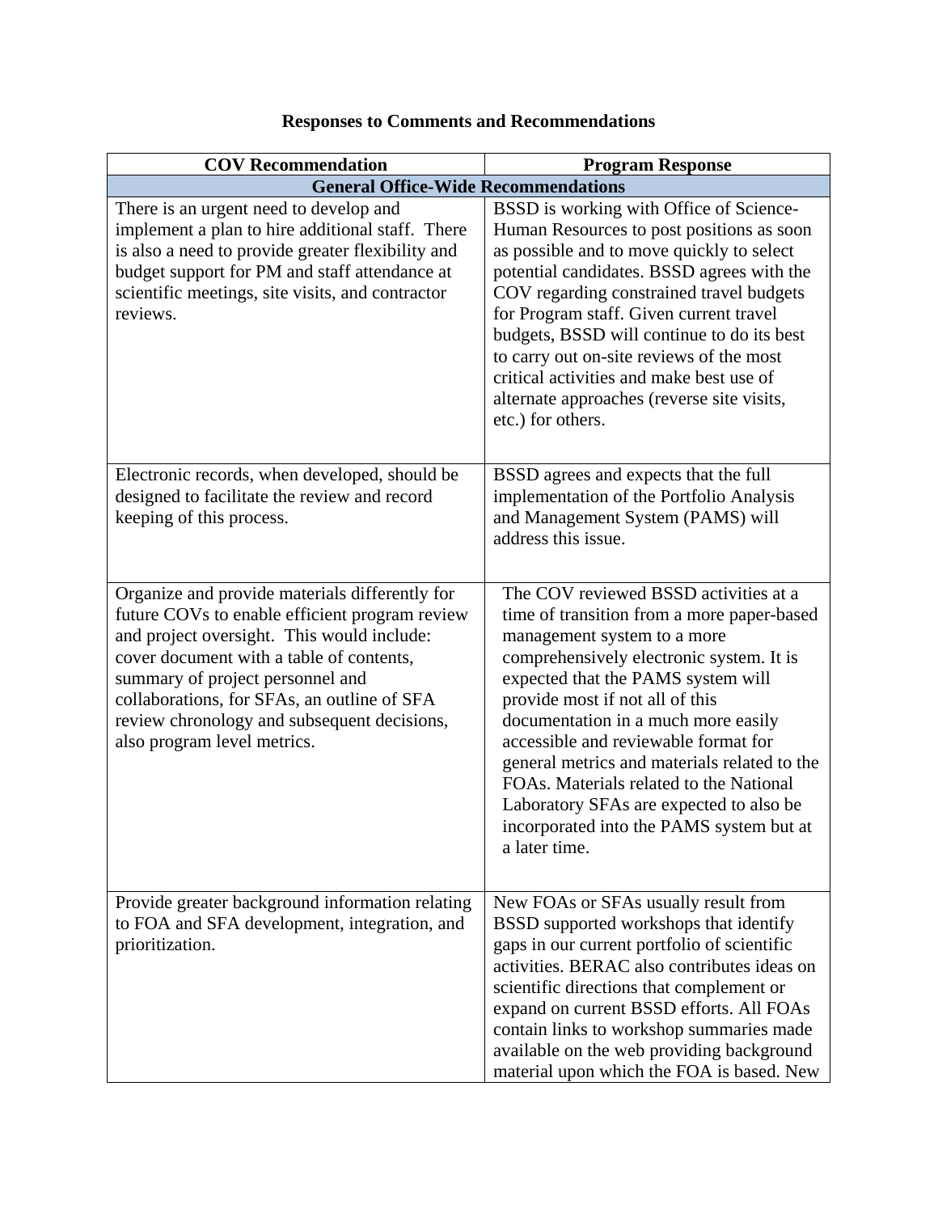## Responses to Comments and Recommendations

| COV Recommendation | Program Response |
|---|---|
| **General Office-Wide Recommendations** | |
| There is an urgent need to develop and implement a plan to hire additional staff. There is also a need to provide greater flexibility and budget support for PM and staff attendance at scientific meetings, site visits, and contractor reviews. | BSSD is working with Office of Science-Human Resources to post positions as soon as possible and to move quickly to select potential candidates. BSSD agrees with the COV regarding constrained travel budgets for Program staff. Given current travel budgets, BSSD will continue to do its best to carry out on-site reviews of the most critical activities and make best use of alternate approaches (reverse site visits, etc.) for others. |
| Electronic records, when developed, should be designed to facilitate the review and record keeping of this process. | BSSD agrees and expects that the full implementation of the Portfolio Analysis and Management System (PAMS) will address this issue. |
| Organize and provide materials differently for future COVs to enable efficient program review and project oversight. This would include: cover document with a table of contents, summary of project personnel and collaborations, for SFAs, an outline of SFA review chronology and subsequent decisions, also program level metrics. | The COV reviewed BSSD activities at a time of transition from a more paper-based management system to a more comprehensively electronic system. It is expected that the PAMS system will provide most if not all of this documentation in a much more easily accessible and reviewable format for general metrics and materials related to the FOAs. Materials related to the National Laboratory SFAs are expected to also be incorporated into the PAMS system but at a later time. |
| Provide greater background information relating to FOA and SFA development, integration, and prioritization. | New FOAs or SFAs usually result from BSSD supported workshops that identify gaps in our current portfolio of scientific activities. BERAC also contributes ideas on scientific directions that complement or expand on current BSSD efforts. All FOAs contain links to workshop summaries made available on the web providing background material upon which the FOA is based. New |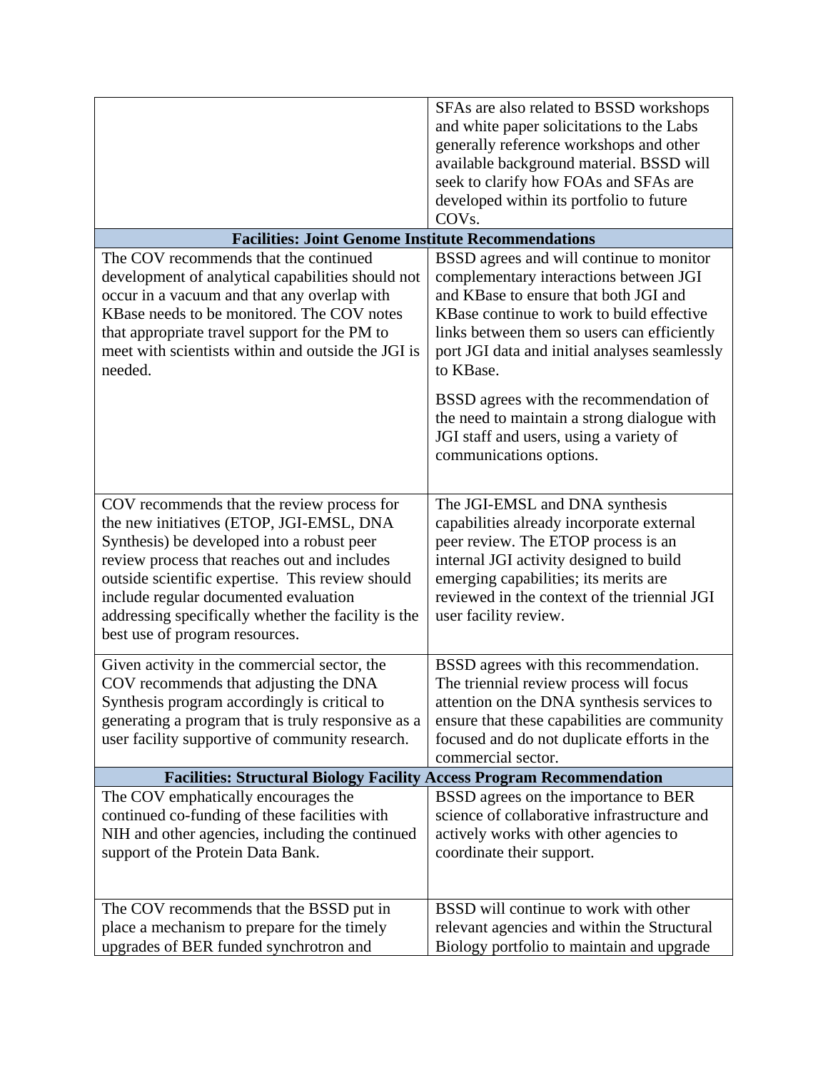| | |
|---|---|
| | SFAs are also related to BSSD workshops and white paper solicitations to the Labs generally reference workshops and other available background material. BSSD will seek to clarify how FOAs and SFAs are developed within its portfolio to future COVs. |
| **Facilities: Joint Genome Institute Recommendations** | |
| The COV recommends that the continued development of analytical capabilities should not occur in a vacuum and that any overlap with KBase needs to be monitored. The COV notes that appropriate travel support for the PM to meet with scientists within and outside the JGI is needed. | BSSD agrees and will continue to monitor complementary interactions between JGI and KBase to ensure that both JGI and KBase continue to work to build effective links between them so users can efficiently port JGI data and initial analyses seamlessly to KBase.<br><br>BSSD agrees with the recommendation of the need to maintain a strong dialogue with JGI staff and users, using a variety of communications options. |
| COV recommends that the review process for the new initiatives (ETOP, JGI-EMSL, DNA Synthesis) be developed into a robust peer review process that reaches out and includes outside scientific expertise. This review should include regular documented evaluation addressing specifically whether the facility is the best use of program resources. | The JGI-EMSL and DNA synthesis capabilities already incorporate external peer review. The ETOP process is an internal JGI activity designed to build emerging capabilities; its merits are reviewed in the context of the triennial JGI user facility review. |
| Given activity in the commercial sector, the COV recommends that adjusting the DNA Synthesis program accordingly is critical to generating a program that is truly responsive as a user facility supportive of community research. | BSSD agrees with this recommendation. The triennial review process will focus attention on the DNA synthesis services to ensure that these capabilities are community focused and do not duplicate efforts in the commercial sector. |
| **Facilities: Structural Biology Facility Access Program Recommendation** | |
| The COV emphatically encourages the continued co-funding of these facilities with NIH and other agencies, including the continued support of the Protein Data Bank. | BSSD agrees on the importance to BER science of collaborative infrastructure and actively works with other agencies to coordinate their support. |
| The COV recommends that the BSSD put in place a mechanism to prepare for the timely upgrades of BER funded synchrotron and | BSSD will continue to work with other relevant agencies and within the Structural Biology portfolio to maintain and upgrade |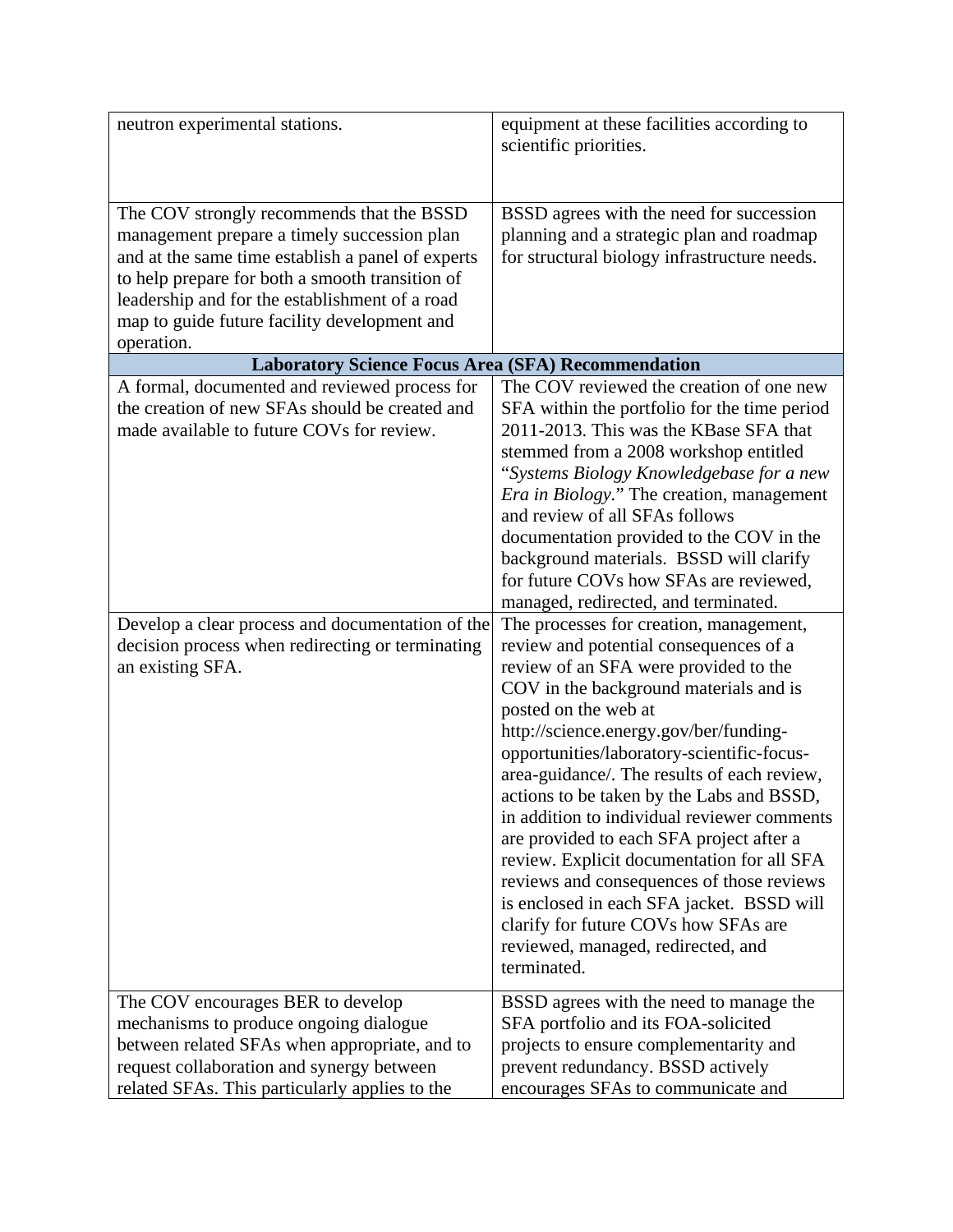| | |
|---|---|
| neutron experimental stations. | equipment at these facilities according to scientific priorities. |
| The COV strongly recommends that the BSSD management prepare a timely succession plan and at the same time establish a panel of experts to help prepare for both a smooth transition of leadership and for the establishment of a road map to guide future facility development and operation. | BSSD agrees with the need for succession planning and a strategic plan and roadmap for structural biology infrastructure needs. |
| **Laboratory Science Focus Area (SFA) Recommendation** | |
| A formal, documented and reviewed process for the creation of new SFAs should be created and made available to future COVs for review. | The COV reviewed the creation of one new SFA within the portfolio for the time period 2011-2013. This was the KBase SFA that stemmed from a 2008 workshop entitled "*Systems Biology Knowledgebase for a new Era in Biology*." The creation, management and review of all SFAs follows documentation provided to the COV in the background materials. BSSD will clarify for future COVs how SFAs are reviewed, managed, redirected, and terminated. |
| Develop a clear process and documentation of the decision process when redirecting or terminating an existing SFA. | The processes for creation, management, review and potential consequences of a review of an SFA were provided to the COV in the background materials and is posted on the web at http://science.energy.gov/ber/funding-opportunities/laboratory-scientific-focus-area-guidance/. The results of each review, actions to be taken by the Labs and BSSD, in addition to individual reviewer comments are provided to each SFA project after a review. Explicit documentation for all SFA reviews and consequences of those reviews is enclosed in each SFA jacket. BSSD will clarify for future COVs how SFAs are reviewed, managed, redirected, and terminated. |
| The COV encourages BER to develop mechanisms to produce ongoing dialogue between related SFAs when appropriate, and to request collaboration and synergy between related SFAs. This particularly applies to the | BSSD agrees with the need to manage the SFA portfolio and its FOA-solicited projects to ensure complementarity and prevent redundancy. BSSD actively encourages SFAs to communicate and |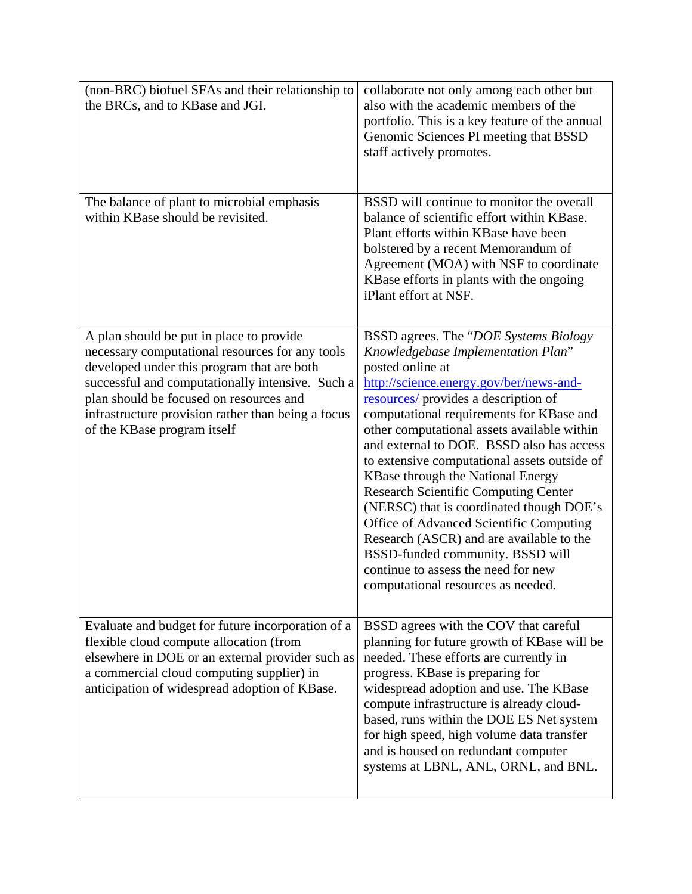| | |
|---|---|
| (non-BRC) biofuel SFAs and their relationship to the BRCs, and to KBase and JGI. | collaborate not only among each other but also with the academic members of the portfolio. This is a key feature of the annual Genomic Sciences PI meeting that BSSD staff actively promotes. |
| The balance of plant to microbial emphasis within KBase should be revisited. | BSSD will continue to monitor the overall balance of scientific effort within KBase. Plant efforts within KBase have been bolstered by a recent Memorandum of Agreement (MOA) with NSF to coordinate KBase efforts in plants with the ongoing iPlant effort at NSF. |
| A plan should be put in place to provide necessary computational resources for any tools developed under this program that are both successful and computationally intensive. Such a plan should be focused on resources and infrastructure provision rather than being a focus of the KBase program itself | BSSD agrees. The "*DOE Systems Biology Knowledgebase Implementation Plan*" posted online at [http://science.energy.gov/ber/news-and-resources/](http://science.energy.gov/ber/news-and-resources/) provides a description of computational requirements for KBase and other computational assets available within and external to DOE. BSSD also has access to extensive computational assets outside of KBase through the National Energy Research Scientific Computing Center (NERSC) that is coordinated though DOE's Office of Advanced Scientific Computing Research (ASCR) and are available to the BSSD-funded community. BSSD will continue to assess the need for new computational resources as needed. |
| Evaluate and budget for future incorporation of a flexible cloud compute allocation (from elsewhere in DOE or an external provider such as a commercial cloud computing supplier) in anticipation of widespread adoption of KBase. | BSSD agrees with the COV that careful planning for future growth of KBase will be needed. These efforts are currently in progress. KBase is preparing for widespread adoption and use. The KBase compute infrastructure is already cloud-based, runs within the DOE ES Net system for high speed, high volume data transfer and is housed on redundant computer systems at LBNL, ANL, ORNL, and BNL. |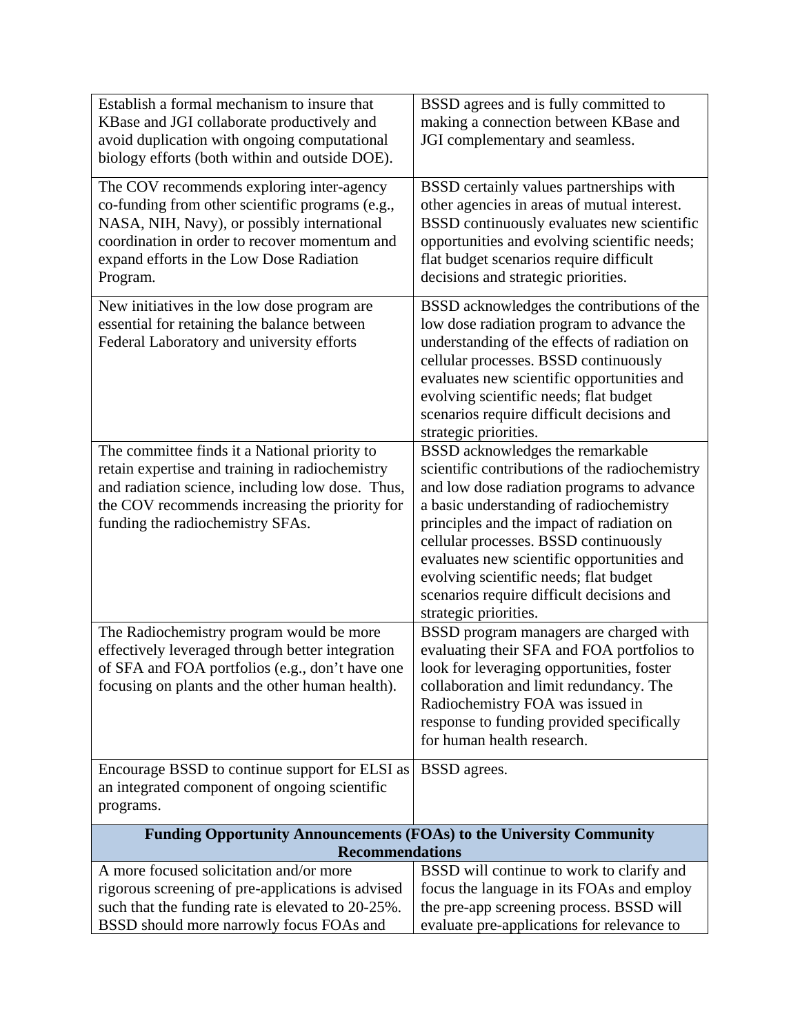| | |
|---|---|
| Establish a formal mechanism to insure that KBase and JGI collaborate productively and avoid duplication with ongoing computational biology efforts (both within and outside DOE). | BSSD agrees and is fully committed to making a connection between KBase and JGI complementary and seamless. |
| The COV recommends exploring inter-agency co-funding from other scientific programs (e.g., NASA, NIH, Navy), or possibly international coordination in order to recover momentum and expand efforts in the Low Dose Radiation Program. | BSSD certainly values partnerships with other agencies in areas of mutual interest. BSSD continuously evaluates new scientific opportunities and evolving scientific needs; flat budget scenarios require difficult decisions and strategic priorities. |
| New initiatives in the low dose program are essential for retaining the balance between Federal Laboratory and university efforts | BSSD acknowledges the contributions of the low dose radiation program to advance the understanding of the effects of radiation on cellular processes. BSSD continuously evaluates new scientific opportunities and evolving scientific needs; flat budget scenarios require difficult decisions and strategic priorities. |
| The committee finds it a National priority to retain expertise and training in radiochemistry and radiation science, including low dose. Thus, the COV recommends increasing the priority for funding the radiochemistry SFAs. | BSSD acknowledges the remarkable scientific contributions of the radiochemistry and low dose radiation programs to advance a basic understanding of radiochemistry principles and the impact of radiation on cellular processes. BSSD continuously evaluates new scientific opportunities and evolving scientific needs; flat budget scenarios require difficult decisions and strategic priorities. |
| The Radiochemistry program would be more effectively leveraged through better integration of SFA and FOA portfolios (e.g., don't have one focusing on plants and the other human health). | BSSD program managers are charged with evaluating their SFA and FOA portfolios to look for leveraging opportunities, foster collaboration and limit redundancy. The Radiochemistry FOA was issued in response to funding provided specifically for human health research. |
| Encourage BSSD to continue support for ELSI as an integrated component of ongoing scientific programs. | BSSD agrees. |
| **Funding Opportunity Announcements (FOAs) to the University Community Recommendations** | |
| A more focused solicitation and/or more rigorous screening of pre-applications is advised such that the funding rate is elevated to 20-25%. BSSD should more narrowly focus FOAs and | BSSD will continue to work to clarify and focus the language in its FOAs and employ the pre-app screening process. BSSD will evaluate pre-applications for relevance to |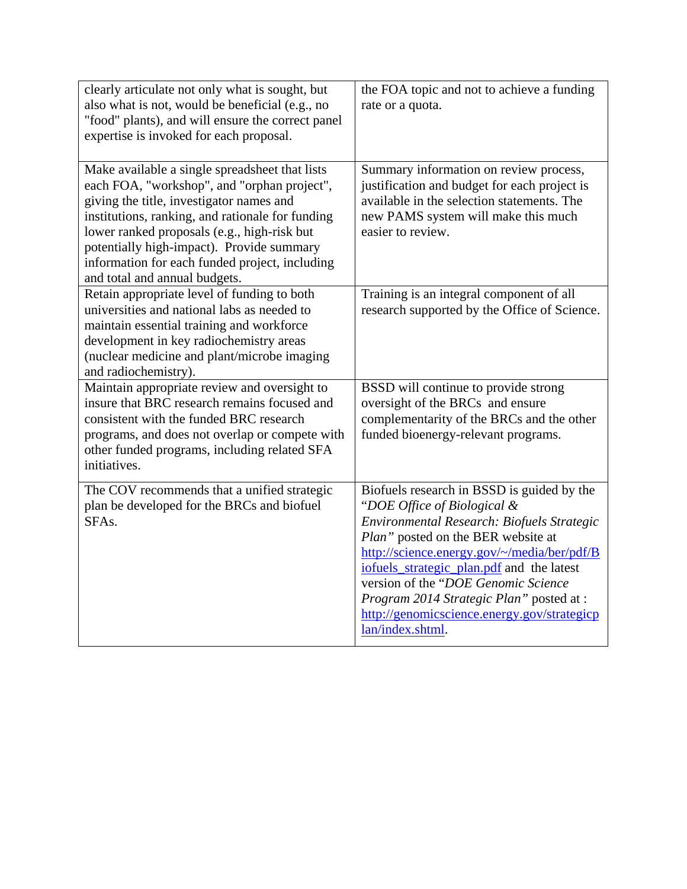| | |
|---|---|
| clearly articulate not only what is sought, but also what is not, would be beneficial (e.g., no "food" plants), and will ensure the correct panel expertise is invoked for each proposal. | the FOA topic and not to achieve a funding rate or a quota. |
| Make available a single spreadsheet that lists each FOA, "workshop", and "orphan project", giving the title, investigator names and institutions, ranking, and rationale for funding lower ranked proposals (e.g., high-risk but potentially high-impact). Provide summary information for each funded project, including and total and annual budgets. | Summary information on review process, justification and budget for each project is available in the selection statements. The new PAMS system will make this much easier to review. |
| Retain appropriate level of funding to both universities and national labs as needed to maintain essential training and workforce development in key radiochemistry areas (nuclear medicine and plant/microbe imaging and radiochemistry). | Training is an integral component of all research supported by the Office of Science. |
| Maintain appropriate review and oversight to insure that BRC research remains focused and consistent with the funded BRC research programs, and does not overlap or compete with other funded programs, including related SFA initiatives. | BSSD will continue to provide strong oversight of the BRCs and ensure complementarity of the BRCs and the other funded bioenergy-relevant programs. |
| The COV recommends that a unified strategic plan be developed for the BRCs and biofuel SFAs. | Biofuels research in BSSD is guided by the "*DOE Office of Biological & Environmental Research: Biofuels Strategic Plan*" posted on the BER website at http://science.energy.gov/~/media/ber/pdf/Biofuels_strategic_plan.pdf and the latest version of the "*DOE Genomic Science Program 2014 Strategic Plan*" posted at : http://genomicscience.energy.gov/strategicplan/index.shtml. |